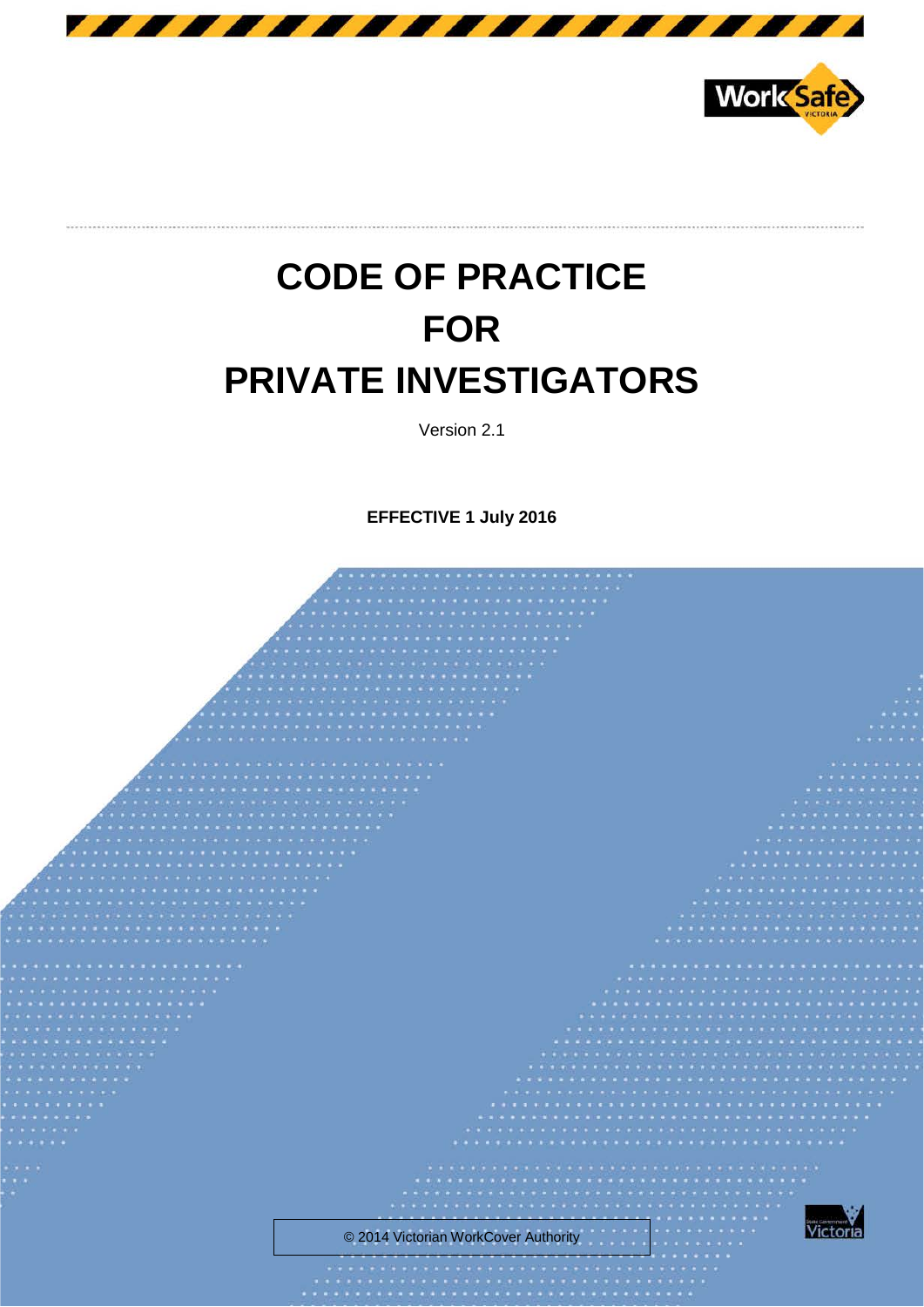# CODE OF PRACTICE FOR PRIVATE INVESTIGATORS

Version 2.1

**EFFECTIVE 1 July 2016**

© 2014 Victorian WorkCover Authority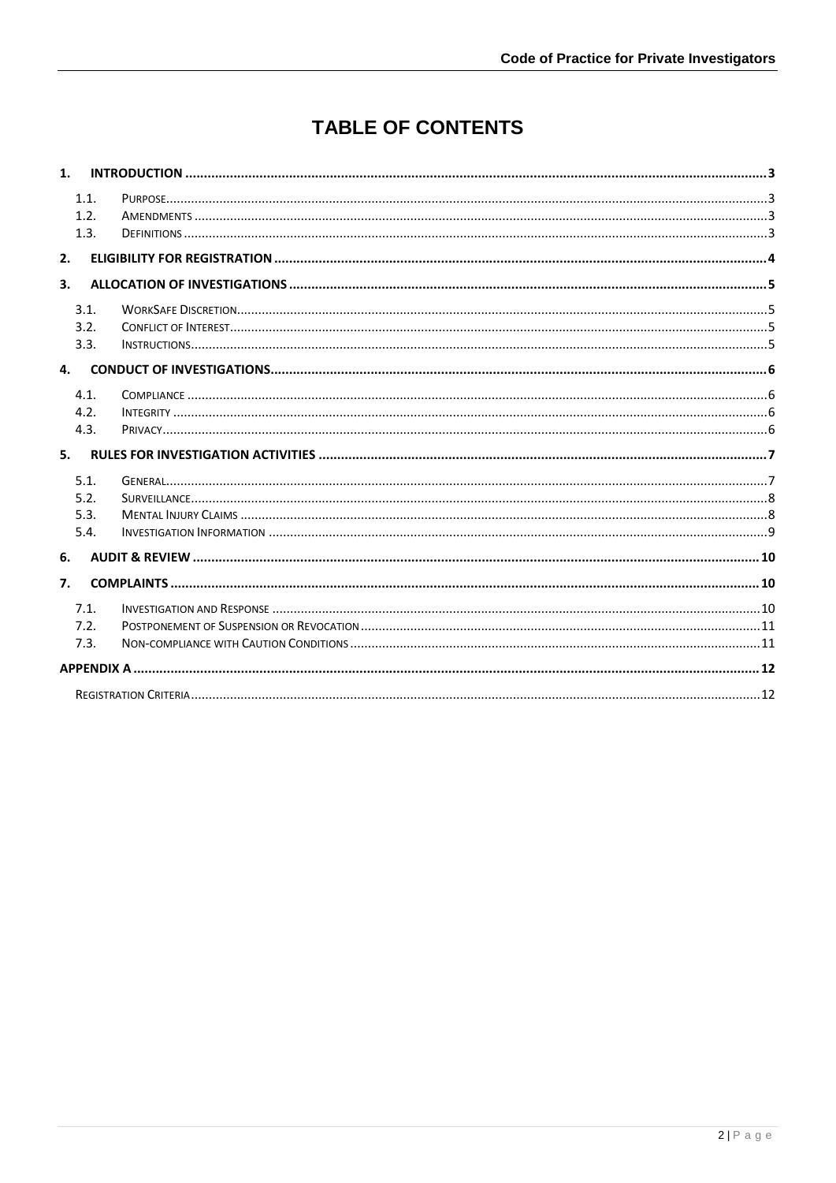# TABLE OF CONTENTS

**1. INTRODUCTION** ..... **3**

- 1.1. Purpose ..... 3
- 1.2. Amendments ..... 3
- 1.3. Definitions ..... 3

**2. ELIGIBILITY FOR REGISTRATION** ..... **4**

**3. ALLOCATION OF INVESTIGATIONS** ..... **5**

- 3.1. WorkSafe Discretion ..... 5
- 3.2. Conflict of Interest ..... 5
- 3.3. Instructions ..... 5

**4. CONDUCT OF INVESTIGATIONS** ..... **6**

- 4.1. Compliance ..... 6
- 4.2. Integrity ..... 6
- 4.3. Privacy ..... 6

**5. RULES FOR INVESTIGATION ACTIVITIES** ..... **7**

- 5.1. General ..... 7
- 5.2. Surveillance ..... 8
- 5.3. Mental Injury Claims ..... 8
- 5.4. Investigation Information ..... 9

**6. AUDIT & REVIEW** ..... **10**

**7. COMPLAINTS** ..... **10**

- 7.1. Investigation and Response ..... 10
- 7.2. Postponement of Suspension or Revocation ..... 11
- 7.3. Non-compliance with Caution Conditions ..... 11

**APPENDIX A** ..... **12**

- Registration Criteria ..... 12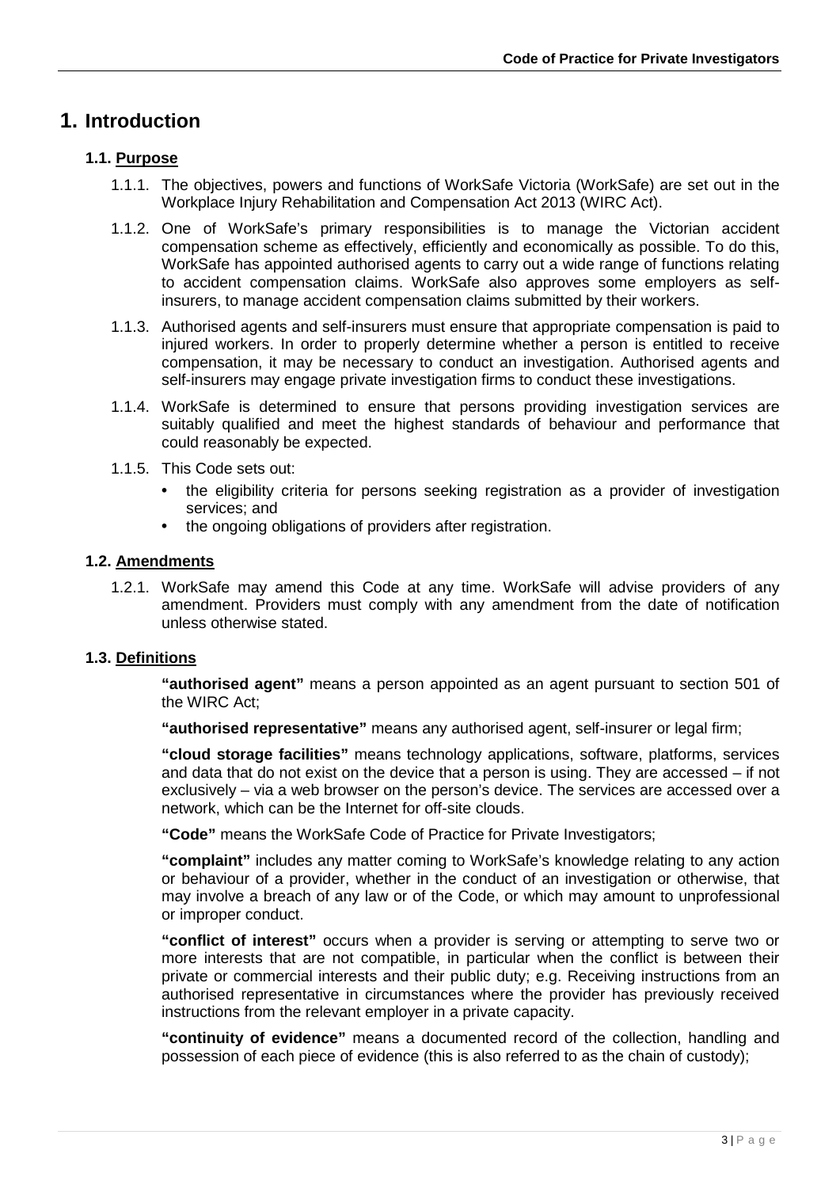# 1. Introduction

## 1.1. Purpose

1.1.1. The objectives, powers and functions of WorkSafe Victoria (WorkSafe) are set out in the Workplace Injury Rehabilitation and Compensation Act 2013 (WIRC Act).

1.1.2. One of WorkSafe's primary responsibilities is to manage the Victorian accident compensation scheme as effectively, efficiently and economically as possible. To do this, WorkSafe has appointed authorised agents to carry out a wide range of functions relating to accident compensation claims. WorkSafe also approves some employers as self-insurers, to manage accident compensation claims submitted by their workers.

1.1.3. Authorised agents and self-insurers must ensure that appropriate compensation is paid to injured workers. In order to properly determine whether a person is entitled to receive compensation, it may be necessary to conduct an investigation. Authorised agents and self-insurers may engage private investigation firms to conduct these investigations.

1.1.4. WorkSafe is determined to ensure that persons providing investigation services are suitably qualified and meet the highest standards of behaviour and performance that could reasonably be expected.

1.1.5. This Code sets out:

- the eligibility criteria for persons seeking registration as a provider of investigation services; and
- the ongoing obligations of providers after registration.

## 1.2. Amendments

1.2.1. WorkSafe may amend this Code at any time. WorkSafe will advise providers of any amendment. Providers must comply with any amendment from the date of notification unless otherwise stated.

## 1.3. Definitions

**"authorised agent"** means a person appointed as an agent pursuant to section 501 of the WIRC Act;

**"authorised representative"** means any authorised agent, self-insurer or legal firm;

**"cloud storage facilities"** means technology applications, software, platforms, services and data that do not exist on the device that a person is using. They are accessed – if not exclusively – via a web browser on the person's device. The services are accessed over a network, which can be the Internet for off-site clouds.

**"Code"** means the WorkSafe Code of Practice for Private Investigators;

**"complaint"** includes any matter coming to WorkSafe's knowledge relating to any action or behaviour of a provider, whether in the conduct of an investigation or otherwise, that may involve a breach of any law or of the Code, or which may amount to unprofessional or improper conduct.

**"conflict of interest"** occurs when a provider is serving or attempting to serve two or more interests that are not compatible, in particular when the conflict is between their private or commercial interests and their public duty; e.g. Receiving instructions from an authorised representative in circumstances where the provider has previously received instructions from the relevant employer in a private capacity.

**"continuity of evidence"** means a documented record of the collection, handling and possession of each piece of evidence (this is also referred to as the chain of custody);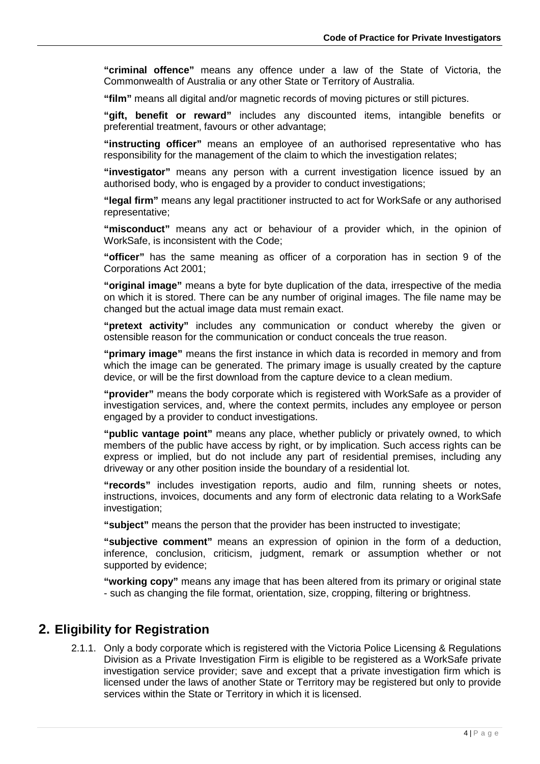**"criminal offence"** means any offence under a law of the State of Victoria, the Commonwealth of Australia or any other State or Territory of Australia.

**"film"** means all digital and/or magnetic records of moving pictures or still pictures.

**"gift, benefit or reward"** includes any discounted items, intangible benefits or preferential treatment, favours or other advantage;

**"instructing officer"** means an employee of an authorised representative who has responsibility for the management of the claim to which the investigation relates;

**"investigator"** means any person with a current investigation licence issued by an authorised body, who is engaged by a provider to conduct investigations;

**"legal firm"** means any legal practitioner instructed to act for WorkSafe or any authorised representative;

**"misconduct"** means any act or behaviour of a provider which, in the opinion of WorkSafe, is inconsistent with the Code;

**"officer"** has the same meaning as officer of a corporation has in section 9 of the Corporations Act 2001;

**"original image"** means a byte for byte duplication of the data, irrespective of the media on which it is stored. There can be any number of original images. The file name may be changed but the actual image data must remain exact.

**"pretext activity"** includes any communication or conduct whereby the given or ostensible reason for the communication or conduct conceals the true reason.

**"primary image"** means the first instance in which data is recorded in memory and from which the image can be generated. The primary image is usually created by the capture device, or will be the first download from the capture device to a clean medium.

**"provider"** means the body corporate which is registered with WorkSafe as a provider of investigation services, and, where the context permits, includes any employee or person engaged by a provider to conduct investigations.

**"public vantage point"** means any place, whether publicly or privately owned, to which members of the public have access by right, or by implication. Such access rights can be express or implied, but do not include any part of residential premises, including any driveway or any other position inside the boundary of a residential lot.

**"records"** includes investigation reports, audio and film, running sheets or notes, instructions, invoices, documents and any form of electronic data relating to a WorkSafe investigation;

**"subject"** means the person that the provider has been instructed to investigate;

**"subjective comment"** means an expression of opinion in the form of a deduction, inference, conclusion, criticism, judgment, remark or assumption whether or not supported by evidence;

**"working copy"** means any image that has been altered from its primary or original state - such as changing the file format, orientation, size, cropping, filtering or brightness.

## 2. Eligibility for Registration

2.1.1. Only a body corporate which is registered with the Victoria Police Licensing & Regulations Division as a Private Investigation Firm is eligible to be registered as a WorkSafe private investigation service provider; save and except that a private investigation firm which is licensed under the laws of another State or Territory may be registered but only to provide services within the State or Territory in which it is licensed.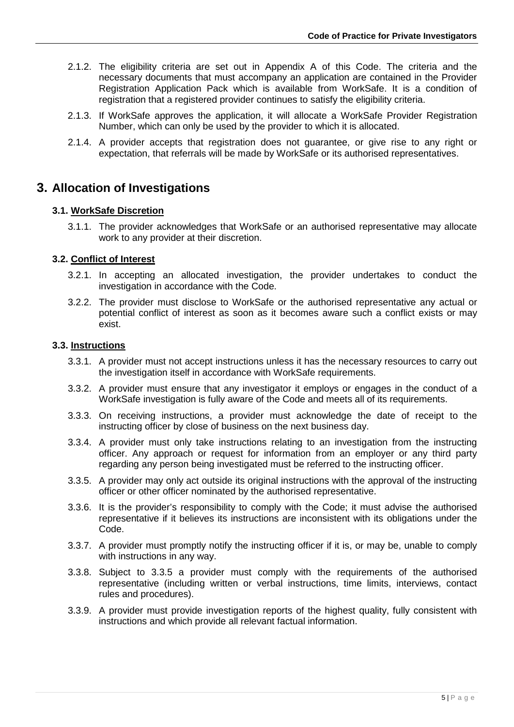2.1.2. The eligibility criteria are set out in Appendix A of this Code. The criteria and the necessary documents that must accompany an application are contained in the Provider Registration Application Pack which is available from WorkSafe. It is a condition of registration that a registered provider continues to satisfy the eligibility criteria.

2.1.3. If WorkSafe approves the application, it will allocate a WorkSafe Provider Registration Number, which can only be used by the provider to which it is allocated.

2.1.4. A provider accepts that registration does not guarantee, or give rise to any right or expectation, that referrals will be made by WorkSafe or its authorised representatives.

# 3. Allocation of Investigations

### 3.1. WorkSafe Discretion

3.1.1. The provider acknowledges that WorkSafe or an authorised representative may allocate work to any provider at their discretion.

### 3.2. Conflict of Interest

3.2.1. In accepting an allocated investigation, the provider undertakes to conduct the investigation in accordance with the Code.

3.2.2. The provider must disclose to WorkSafe or the authorised representative any actual or potential conflict of interest as soon as it becomes aware such a conflict exists or may exist.

### 3.3. Instructions

3.3.1. A provider must not accept instructions unless it has the necessary resources to carry out the investigation itself in accordance with WorkSafe requirements.

3.3.2. A provider must ensure that any investigator it employs or engages in the conduct of a WorkSafe investigation is fully aware of the Code and meets all of its requirements.

3.3.3. On receiving instructions, a provider must acknowledge the date of receipt to the instructing officer by close of business on the next business day.

3.3.4. A provider must only take instructions relating to an investigation from the instructing officer. Any approach or request for information from an employer or any third party regarding any person being investigated must be referred to the instructing officer.

3.3.5. A provider may only act outside its original instructions with the approval of the instructing officer or other officer nominated by the authorised representative.

3.3.6. It is the provider's responsibility to comply with the Code; it must advise the authorised representative if it believes its instructions are inconsistent with its obligations under the Code.

3.3.7. A provider must promptly notify the instructing officer if it is, or may be, unable to comply with instructions in any way.

3.3.8. Subject to 3.3.5 a provider must comply with the requirements of the authorised representative (including written or verbal instructions, time limits, interviews, contact rules and procedures).

3.3.9. A provider must provide investigation reports of the highest quality, fully consistent with instructions and which provide all relevant factual information.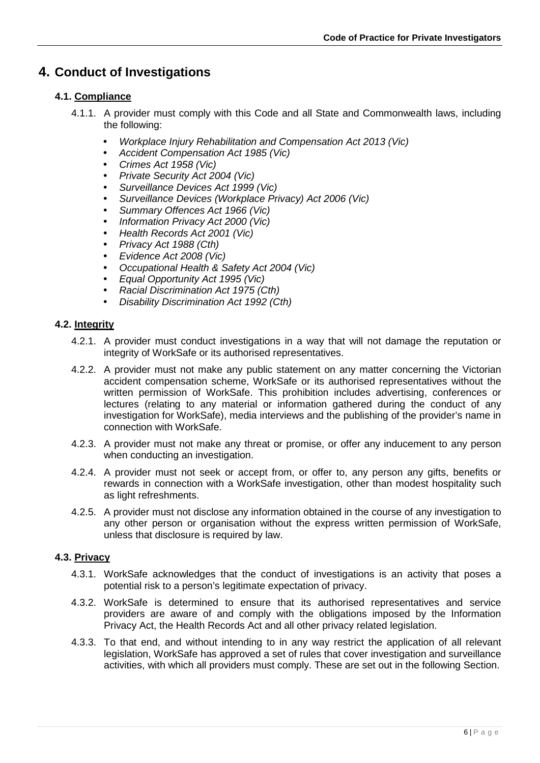# 4. Conduct of Investigations

## 4.1. Compliance

4.1.1. A provider must comply with this Code and all State and Commonwealth laws, including the following:

- *Workplace Injury Rehabilitation and Compensation Act 2013 (Vic)*
- *Accident Compensation Act 1985 (Vic)*
- *Crimes Act 1958 (Vic)*
- *Private Security Act 2004 (Vic)*
- *Surveillance Devices Act 1999 (Vic)*
- *Surveillance Devices (Workplace Privacy) Act 2006 (Vic)*
- *Summary Offences Act 1966 (Vic)*
- *Information Privacy Act 2000 (Vic)*
- *Health Records Act 2001 (Vic)*
- *Privacy Act 1988 (Cth)*
- *Evidence Act 2008 (Vic)*
- *Occupational Health & Safety Act 2004 (Vic)*
- *Equal Opportunity Act 1995 (Vic)*
- *Racial Discrimination Act 1975 (Cth)*
- *Disability Discrimination Act 1992 (Cth)*

## 4.2. Integrity

4.2.1. A provider must conduct investigations in a way that will not damage the reputation or integrity of WorkSafe or its authorised representatives.

4.2.2. A provider must not make any public statement on any matter concerning the Victorian accident compensation scheme, WorkSafe or its authorised representatives without the written permission of WorkSafe. This prohibition includes advertising, conferences or lectures (relating to any material or information gathered during the conduct of any investigation for WorkSafe), media interviews and the publishing of the provider's name in connection with WorkSafe.

4.2.3. A provider must not make any threat or promise, or offer any inducement to any person when conducting an investigation.

4.2.4. A provider must not seek or accept from, or offer to, any person any gifts, benefits or rewards in connection with a WorkSafe investigation, other than modest hospitality such as light refreshments.

4.2.5. A provider must not disclose any information obtained in the course of any investigation to any other person or organisation without the express written permission of WorkSafe, unless that disclosure is required by law.

## 4.3. Privacy

4.3.1. WorkSafe acknowledges that the conduct of investigations is an activity that poses a potential risk to a person's legitimate expectation of privacy.

4.3.2. WorkSafe is determined to ensure that its authorised representatives and service providers are aware of and comply with the obligations imposed by the Information Privacy Act, the Health Records Act and all other privacy related legislation.

4.3.3. To that end, and without intending to in any way restrict the application of all relevant legislation, WorkSafe has approved a set of rules that cover investigation and surveillance activities, with which all providers must comply. These are set out in the following Section.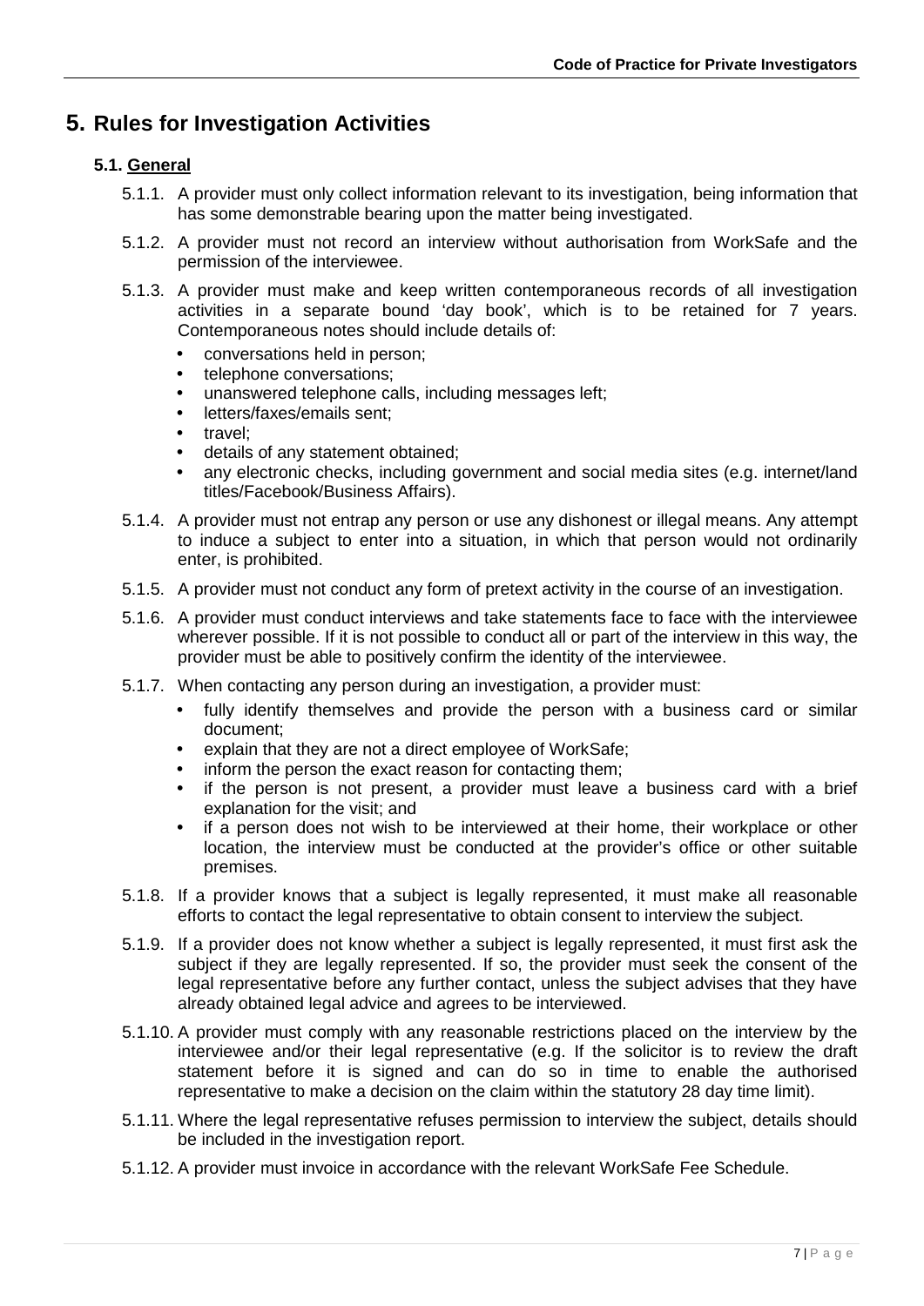# 5. Rules for Investigation Activities

## 5.1. General

5.1.1. A provider must only collect information relevant to its investigation, being information that has some demonstrable bearing upon the matter being investigated.

5.1.2. A provider must not record an interview without authorisation from WorkSafe and the permission of the interviewee.

5.1.3. A provider must make and keep written contemporaneous records of all investigation activities in a separate bound 'day book', which is to be retained for 7 years. Contemporaneous notes should include details of:

- conversations held in person;
- telephone conversations;
- unanswered telephone calls, including messages left;
- letters/faxes/emails sent;
- travel;
- details of any statement obtained;
- any electronic checks, including government and social media sites (e.g. internet/land titles/Facebook/Business Affairs).

5.1.4. A provider must not entrap any person or use any dishonest or illegal means. Any attempt to induce a subject to enter into a situation, in which that person would not ordinarily enter, is prohibited.

5.1.5. A provider must not conduct any form of pretext activity in the course of an investigation.

5.1.6. A provider must conduct interviews and take statements face to face with the interviewee wherever possible. If it is not possible to conduct all or part of the interview in this way, the provider must be able to positively confirm the identity of the interviewee.

5.1.7. When contacting any person during an investigation, a provider must:

- fully identify themselves and provide the person with a business card or similar document;
- explain that they are not a direct employee of WorkSafe;
- inform the person the exact reason for contacting them;
- if the person is not present, a provider must leave a business card with a brief explanation for the visit; and
- if a person does not wish to be interviewed at their home, their workplace or other location, the interview must be conducted at the provider's office or other suitable premises.

5.1.8. If a provider knows that a subject is legally represented, it must make all reasonable efforts to contact the legal representative to obtain consent to interview the subject.

5.1.9. If a provider does not know whether a subject is legally represented, it must first ask the subject if they are legally represented. If so, the provider must seek the consent of the legal representative before any further contact, unless the subject advises that they have already obtained legal advice and agrees to be interviewed.

5.1.10. A provider must comply with any reasonable restrictions placed on the interview by the interviewee and/or their legal representative (e.g. If the solicitor is to review the draft statement before it is signed and can do so in time to enable the authorised representative to make a decision on the claim within the statutory 28 day time limit).

5.1.11. Where the legal representative refuses permission to interview the subject, details should be included in the investigation report.

5.1.12. A provider must invoice in accordance with the relevant WorkSafe Fee Schedule.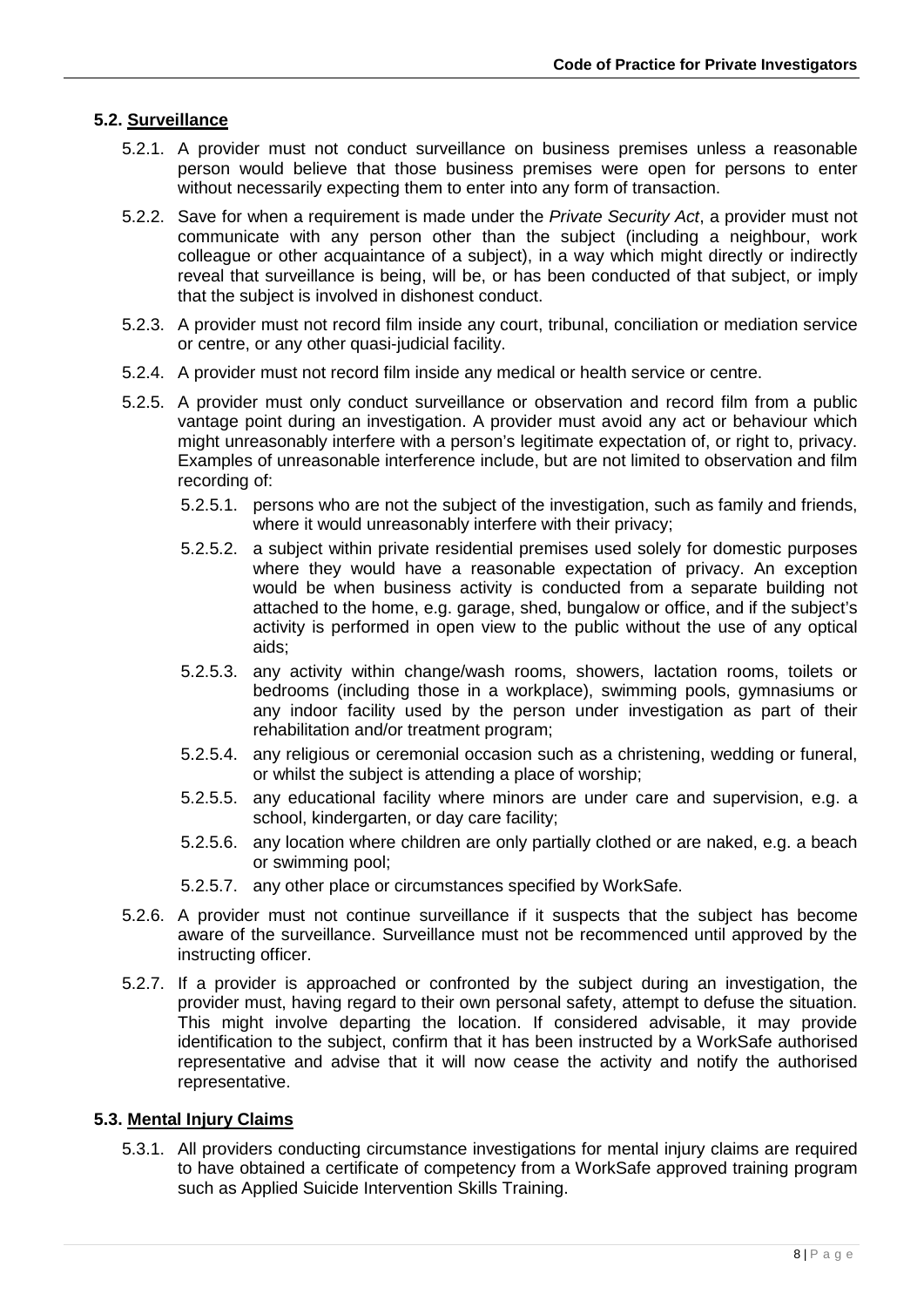### 5.2. Surveillance

5.2.1. A provider must not conduct surveillance on business premises unless a reasonable person would believe that those business premises were open for persons to enter without necessarily expecting them to enter into any form of transaction.

5.2.2. Save for when a requirement is made under the *Private Security Act*, a provider must not communicate with any person other than the subject (including a neighbour, work colleague or other acquaintance of a subject), in a way which might directly or indirectly reveal that surveillance is being, will be, or has been conducted of that subject, or imply that the subject is involved in dishonest conduct.

5.2.3. A provider must not record film inside any court, tribunal, conciliation or mediation service or centre, or any other quasi-judicial facility.

5.2.4. A provider must not record film inside any medical or health service or centre.

5.2.5. A provider must only conduct surveillance or observation and record film from a public vantage point during an investigation. A provider must avoid any act or behaviour which might unreasonably interfere with a person's legitimate expectation of, or right to, privacy. Examples of unreasonable interference include, but are not limited to observation and film recording of:

- 5.2.5.1. persons who are not the subject of the investigation, such as family and friends, where it would unreasonably interfere with their privacy;
- 5.2.5.2. a subject within private residential premises used solely for domestic purposes where they would have a reasonable expectation of privacy. An exception would be when business activity is conducted from a separate building not attached to the home, e.g. garage, shed, bungalow or office, and if the subject's activity is performed in open view to the public without the use of any optical aids;
- 5.2.5.3. any activity within change/wash rooms, showers, lactation rooms, toilets or bedrooms (including those in a workplace), swimming pools, gymnasiums or any indoor facility used by the person under investigation as part of their rehabilitation and/or treatment program;
- 5.2.5.4. any religious or ceremonial occasion such as a christening, wedding or funeral, or whilst the subject is attending a place of worship;
- 5.2.5.5. any educational facility where minors are under care and supervision, e.g. a school, kindergarten, or day care facility;
- 5.2.5.6. any location where children are only partially clothed or are naked, e.g. a beach or swimming pool;
- 5.2.5.7. any other place or circumstances specified by WorkSafe.

5.2.6. A provider must not continue surveillance if it suspects that the subject has become aware of the surveillance. Surveillance must not be recommenced until approved by the instructing officer.

5.2.7. If a provider is approached or confronted by the subject during an investigation, the provider must, having regard to their own personal safety, attempt to defuse the situation. This might involve departing the location. If considered advisable, it may provide identification to the subject, confirm that it has been instructed by a WorkSafe authorised representative and advise that it will now cease the activity and notify the authorised representative.

### 5.3. Mental Injury Claims

5.3.1. All providers conducting circumstance investigations for mental injury claims are required to have obtained a certificate of competency from a WorkSafe approved training program such as Applied Suicide Intervention Skills Training.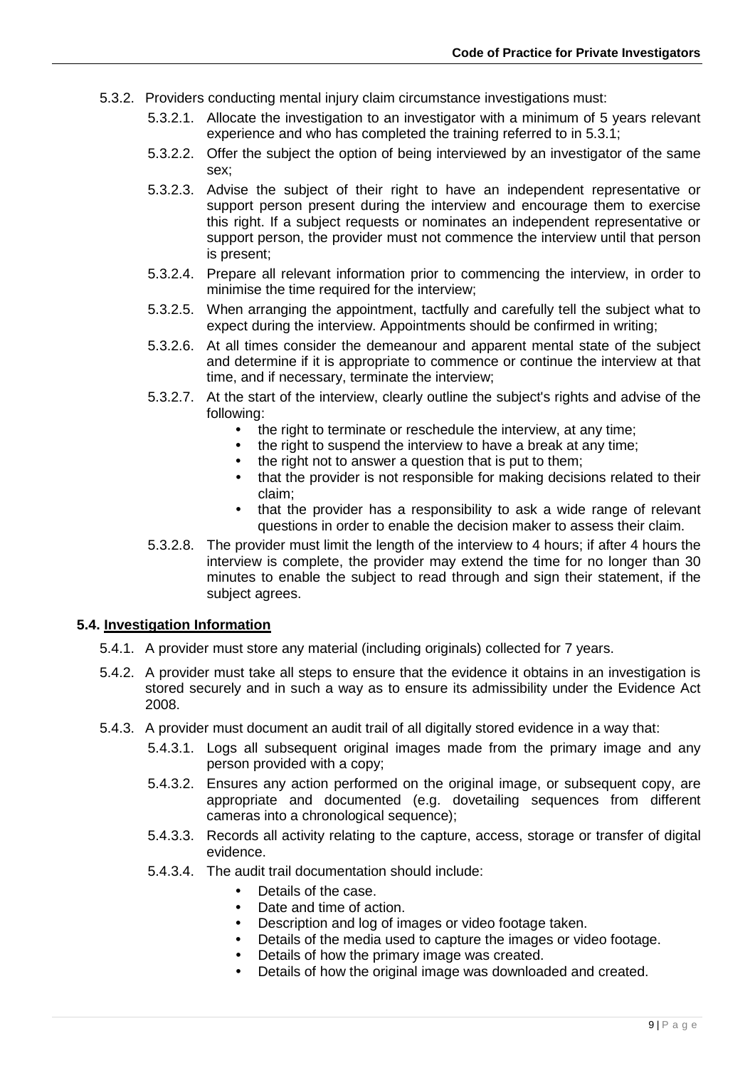- 5.3.2. Providers conducting mental injury claim circumstance investigations must:
  - 5.3.2.1. Allocate the investigation to an investigator with a minimum of 5 years relevant experience and who has completed the training referred to in 5.3.1;
  - 5.3.2.2. Offer the subject the option of being interviewed by an investigator of the same sex;
  - 5.3.2.3. Advise the subject of their right to have an independent representative or support person present during the interview and encourage them to exercise this right. If a subject requests or nominates an independent representative or support person, the provider must not commence the interview until that person is present;
  - 5.3.2.4. Prepare all relevant information prior to commencing the interview, in order to minimise the time required for the interview;
  - 5.3.2.5. When arranging the appointment, tactfully and carefully tell the subject what to expect during the interview. Appointments should be confirmed in writing;
  - 5.3.2.6. At all times consider the demeanour and apparent mental state of the subject and determine if it is appropriate to commence or continue the interview at that time, and if necessary, terminate the interview;
  - 5.3.2.7. At the start of the interview, clearly outline the subject's rights and advise of the following:
    - the right to terminate or reschedule the interview, at any time;
    - the right to suspend the interview to have a break at any time;
    - the right not to answer a question that is put to them;
    - that the provider is not responsible for making decisions related to their claim;
    - that the provider has a responsibility to ask a wide range of relevant questions in order to enable the decision maker to assess their claim.
  - 5.3.2.8. The provider must limit the length of the interview to 4 hours; if after 4 hours the interview is complete, the provider may extend the time for no longer than 30 minutes to enable the subject to read through and sign their statement, if the subject agrees.

## 5.4. Investigation Information

- 5.4.1. A provider must store any material (including originals) collected for 7 years.
- 5.4.2. A provider must take all steps to ensure that the evidence it obtains in an investigation is stored securely and in such a way as to ensure its admissibility under the Evidence Act 2008.
- 5.4.3. A provider must document an audit trail of all digitally stored evidence in a way that:
  - 5.4.3.1. Logs all subsequent original images made from the primary image and any person provided with a copy;
  - 5.4.3.2. Ensures any action performed on the original image, or subsequent copy, are appropriate and documented (e.g. dovetailing sequences from different cameras into a chronological sequence);
  - 5.4.3.3. Records all activity relating to the capture, access, storage or transfer of digital evidence.
  - 5.4.3.4. The audit trail documentation should include:
    - Details of the case.
    - Date and time of action.
    - Description and log of images or video footage taken.
    - Details of the media used to capture the images or video footage.
    - Details of how the primary image was created.
    - Details of how the original image was downloaded and created.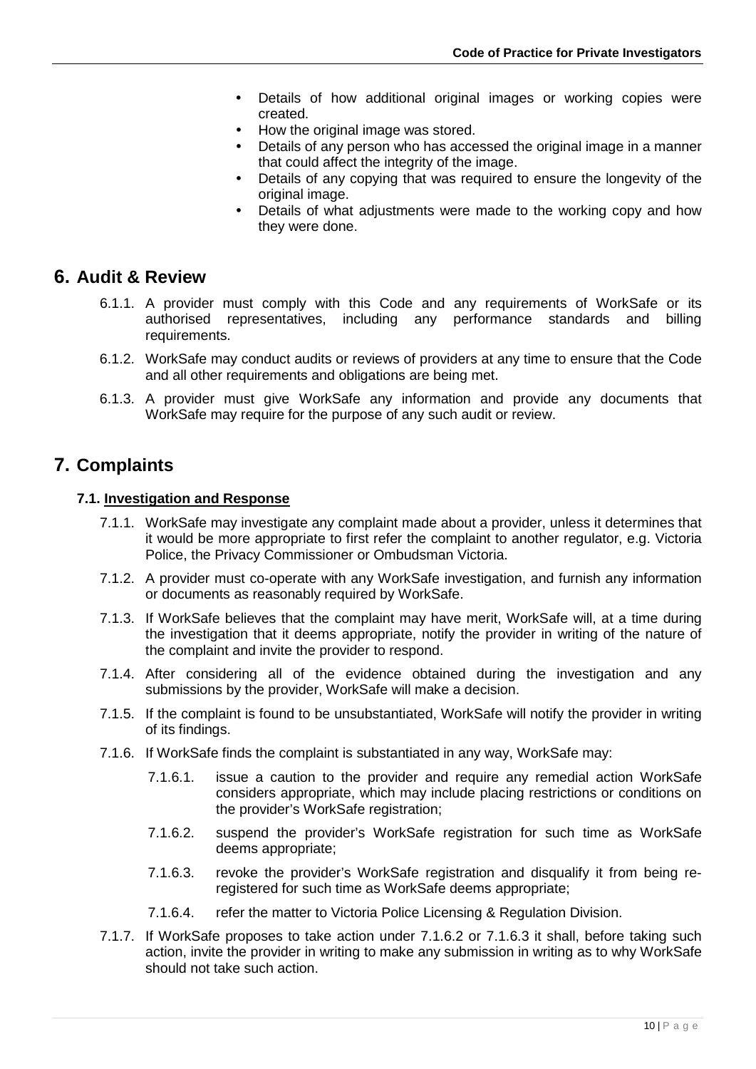- Details of how additional original images or working copies were created.
- How the original image was stored.
- Details of any person who has accessed the original image in a manner that could affect the integrity of the image.
- Details of any copying that was required to ensure the longevity of the original image.
- Details of what adjustments were made to the working copy and how they were done.

# 6. Audit & Review

6.1.1. A provider must comply with this Code and any requirements of WorkSafe or its authorised representatives, including any performance standards and billing requirements.

6.1.2. WorkSafe may conduct audits or reviews of providers at any time to ensure that the Code and all other requirements and obligations are being met.

6.1.3. A provider must give WorkSafe any information and provide any documents that WorkSafe may require for the purpose of any such audit or review.

# 7. Complaints

## 7.1. Investigation and Response

7.1.1. WorkSafe may investigate any complaint made about a provider, unless it determines that it would be more appropriate to first refer the complaint to another regulator, e.g. Victoria Police, the Privacy Commissioner or Ombudsman Victoria.

7.1.2. A provider must co-operate with any WorkSafe investigation, and furnish any information or documents as reasonably required by WorkSafe.

7.1.3. If WorkSafe believes that the complaint may have merit, WorkSafe will, at a time during the investigation that it deems appropriate, notify the provider in writing of the nature of the complaint and invite the provider to respond.

7.1.4. After considering all of the evidence obtained during the investigation and any submissions by the provider, WorkSafe will make a decision.

7.1.5. If the complaint is found to be unsubstantiated, WorkSafe will notify the provider in writing of its findings.

7.1.6. If WorkSafe finds the complaint is substantiated in any way, WorkSafe may:

7.1.6.1. issue a caution to the provider and require any remedial action WorkSafe considers appropriate, which may include placing restrictions or conditions on the provider's WorkSafe registration;

7.1.6.2. suspend the provider's WorkSafe registration for such time as WorkSafe deems appropriate;

7.1.6.3. revoke the provider's WorkSafe registration and disqualify it from being re-registered for such time as WorkSafe deems appropriate;

7.1.6.4. refer the matter to Victoria Police Licensing & Regulation Division.

7.1.7. If WorkSafe proposes to take action under 7.1.6.2 or 7.1.6.3 it shall, before taking such action, invite the provider in writing to make any submission in writing as to why WorkSafe should not take such action.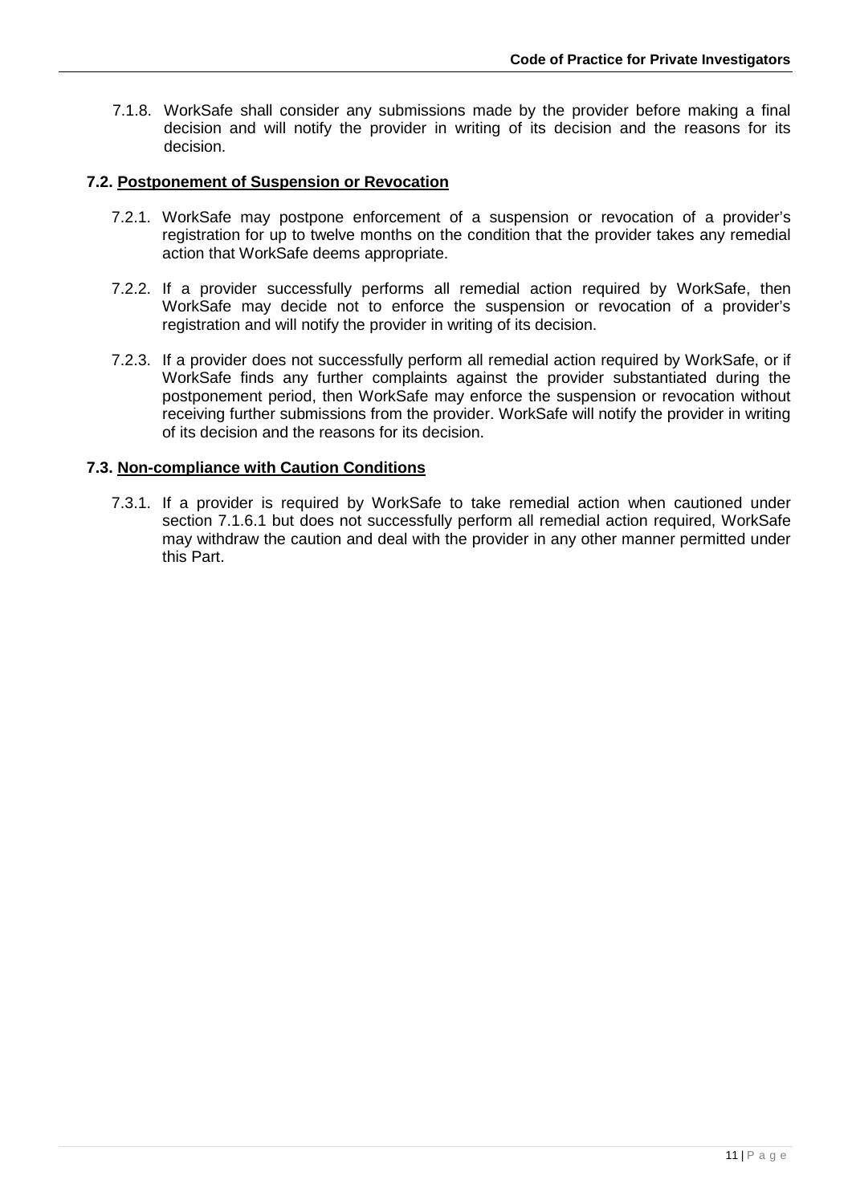7.1.8. WorkSafe shall consider any submissions made by the provider before making a final decision and will notify the provider in writing of its decision and the reasons for its decision.

### 7.2. Postponement of Suspension or Revocation

7.2.1. WorkSafe may postpone enforcement of a suspension or revocation of a provider's registration for up to twelve months on the condition that the provider takes any remedial action that WorkSafe deems appropriate.

7.2.2. If a provider successfully performs all remedial action required by WorkSafe, then WorkSafe may decide not to enforce the suspension or revocation of a provider's registration and will notify the provider in writing of its decision.

7.2.3. If a provider does not successfully perform all remedial action required by WorkSafe, or if WorkSafe finds any further complaints against the provider substantiated during the postponement period, then WorkSafe may enforce the suspension or revocation without receiving further submissions from the provider. WorkSafe will notify the provider in writing of its decision and the reasons for its decision.

### 7.3. Non-compliance with Caution Conditions

7.3.1. If a provider is required by WorkSafe to take remedial action when cautioned under section 7.1.6.1 but does not successfully perform all remedial action required, WorkSafe may withdraw the caution and deal with the provider in any other manner permitted under this Part.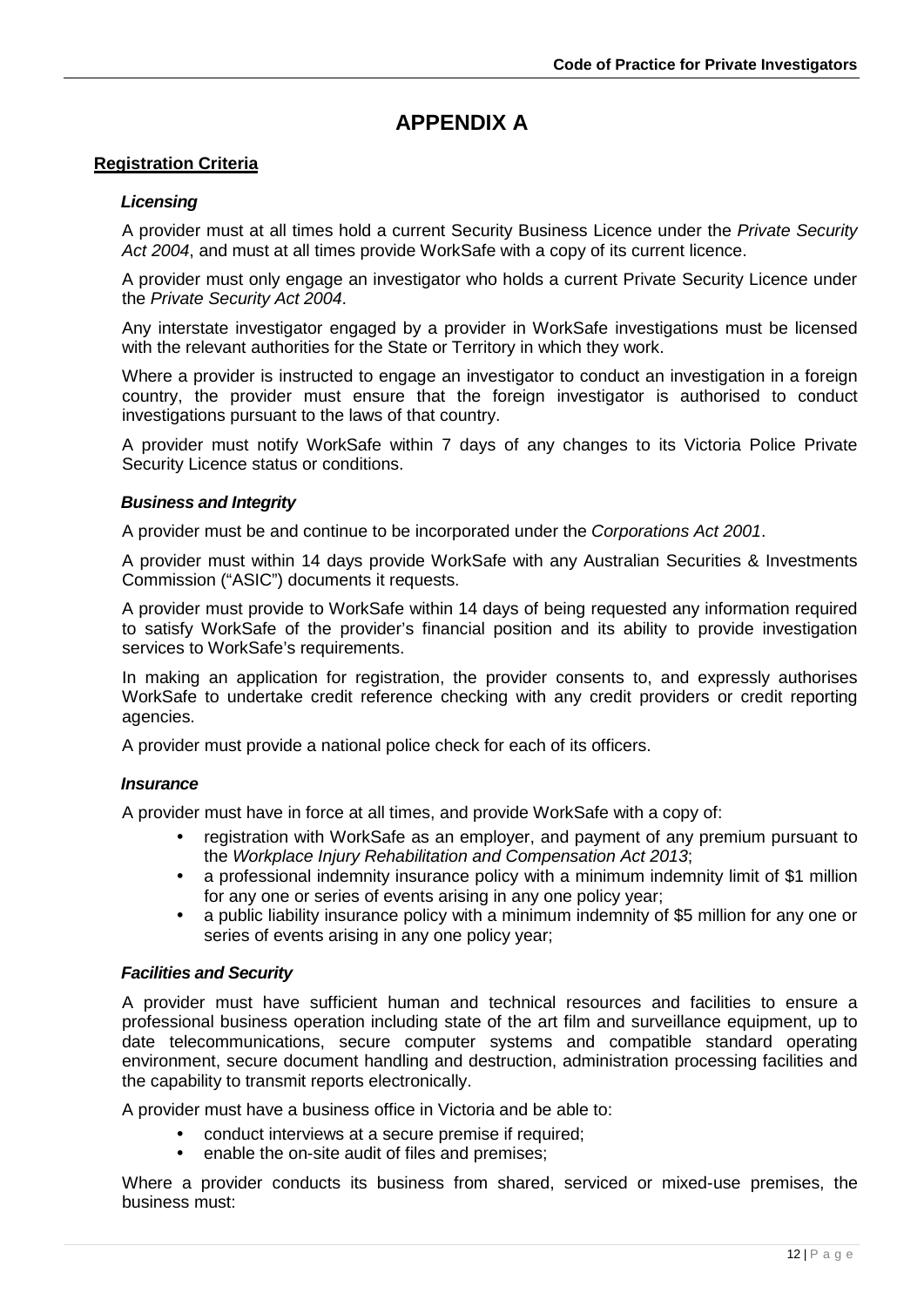# APPENDIX A

## Registration Criteria

### *Licensing*

A provider must at all times hold a current Security Business Licence under the *Private Security Act 2004*, and must at all times provide WorkSafe with a copy of its current licence.

A provider must only engage an investigator who holds a current Private Security Licence under the *Private Security Act 2004*.

Any interstate investigator engaged by a provider in WorkSafe investigations must be licensed with the relevant authorities for the State or Territory in which they work.

Where a provider is instructed to engage an investigator to conduct an investigation in a foreign country, the provider must ensure that the foreign investigator is authorised to conduct investigations pursuant to the laws of that country.

A provider must notify WorkSafe within 7 days of any changes to its Victoria Police Private Security Licence status or conditions.

### *Business and Integrity*

A provider must be and continue to be incorporated under the *Corporations Act 2001*.

A provider must within 14 days provide WorkSafe with any Australian Securities & Investments Commission ("ASIC") documents it requests.

A provider must provide to WorkSafe within 14 days of being requested any information required to satisfy WorkSafe of the provider's financial position and its ability to provide investigation services to WorkSafe's requirements.

In making an application for registration, the provider consents to, and expressly authorises WorkSafe to undertake credit reference checking with any credit providers or credit reporting agencies.

A provider must provide a national police check for each of its officers.

### *Insurance*

A provider must have in force at all times, and provide WorkSafe with a copy of:

- registration with WorkSafe as an employer, and payment of any premium pursuant to the *Workplace Injury Rehabilitation and Compensation Act 2013*;
- a professional indemnity insurance policy with a minimum indemnity limit of $1 million for any one or series of events arising in any one policy year;
- a public liability insurance policy with a minimum indemnity of $5 million for any one or series of events arising in any one policy year;

### *Facilities and Security*

A provider must have sufficient human and technical resources and facilities to ensure a professional business operation including state of the art film and surveillance equipment, up to date telecommunications, secure computer systems and compatible standard operating environment, secure document handling and destruction, administration processing facilities and the capability to transmit reports electronically.

A provider must have a business office in Victoria and be able to:

- conduct interviews at a secure premise if required;
- enable the on-site audit of files and premises;

Where a provider conducts its business from shared, serviced or mixed-use premises, the business must: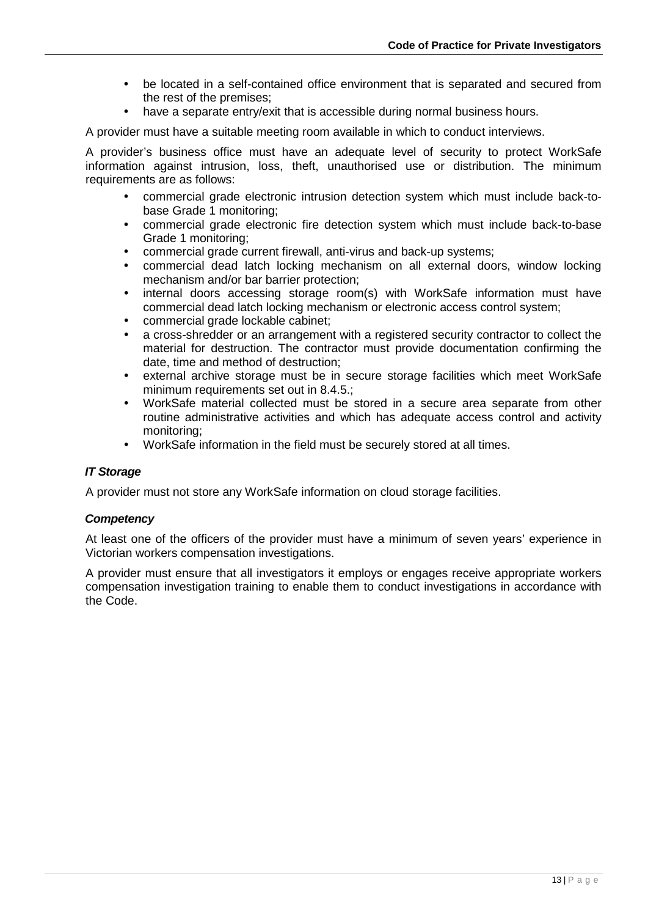- be located in a self-contained office environment that is separated and secured from the rest of the premises;
- have a separate entry/exit that is accessible during normal business hours.

A provider must have a suitable meeting room available in which to conduct interviews.

A provider's business office must have an adequate level of security to protect WorkSafe information against intrusion, loss, theft, unauthorised use or distribution. The minimum requirements are as follows:

- commercial grade electronic intrusion detection system which must include back-to-base Grade 1 monitoring;
- commercial grade electronic fire detection system which must include back-to-base Grade 1 monitoring;
- commercial grade current firewall, anti-virus and back-up systems;
- commercial dead latch locking mechanism on all external doors, window locking mechanism and/or bar barrier protection;
- internal doors accessing storage room(s) with WorkSafe information must have commercial dead latch locking mechanism or electronic access control system;
- commercial grade lockable cabinet;
- a cross-shredder or an arrangement with a registered security contractor to collect the material for destruction. The contractor must provide documentation confirming the date, time and method of destruction;
- external archive storage must be in secure storage facilities which meet WorkSafe minimum requirements set out in 8.4.5.;
- WorkSafe material collected must be stored in a secure area separate from other routine administrative activities and which has adequate access control and activity monitoring;
- WorkSafe information in the field must be securely stored at all times.

#### *IT Storage*

A provider must not store any WorkSafe information on cloud storage facilities.

#### *Competency*

At least one of the officers of the provider must have a minimum of seven years' experience in Victorian workers compensation investigations.

A provider must ensure that all investigators it employs or engages receive appropriate workers compensation investigation training to enable them to conduct investigations in accordance with the Code.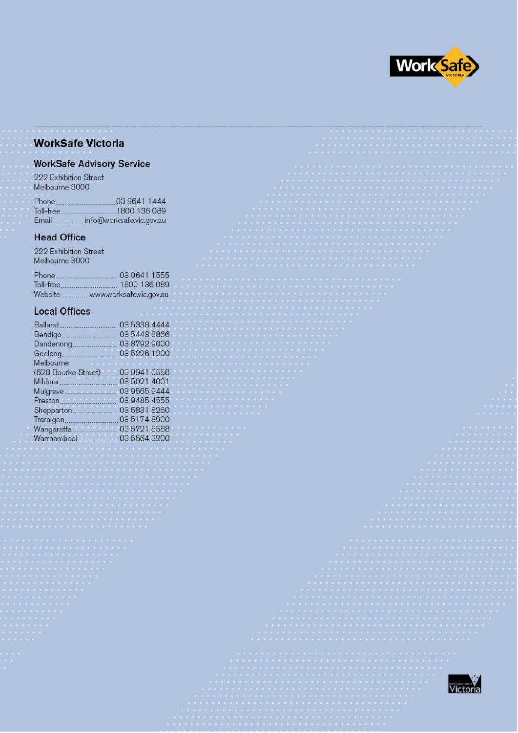# WorkSafe Victoria

## WorkSafe Advisory Service

222 Exhibition Street
Melbourne 3000

Phone ............ 03 9641 1444
Toll-free ............ 1800 136 089
Email ............ info@worksafe.vic.gov.au

## Head Office

222 Exhibition Street
Melbourne 3000

Phone ............ 03 9641 1555
Toll-free ............ 1800 136 089
Website ............ www.worksafe.vic.gov.au

## Local Offices

| | |
|---|---|
| Ballarat | 03 5338 4444 |
| Bendigo | 03 5443 8866 |
| Dandenong | 03 8792 9000 |
| Geelong | 03 5226 1200 |
| Melbourne (628 Bourke Street) | 03 9941 0558 |
| Mildura | 03 5021 4001 |
| Mulgrave | 03 9565 9444 |
| Preston | 03 9485 4555 |
| Shepparton | 03 5831 8260 |
| Traralgon | 03 5174 8900 |
| Wangaratta | 03 5721 8588 |
| Warrnambool | 03 5564 3200 |